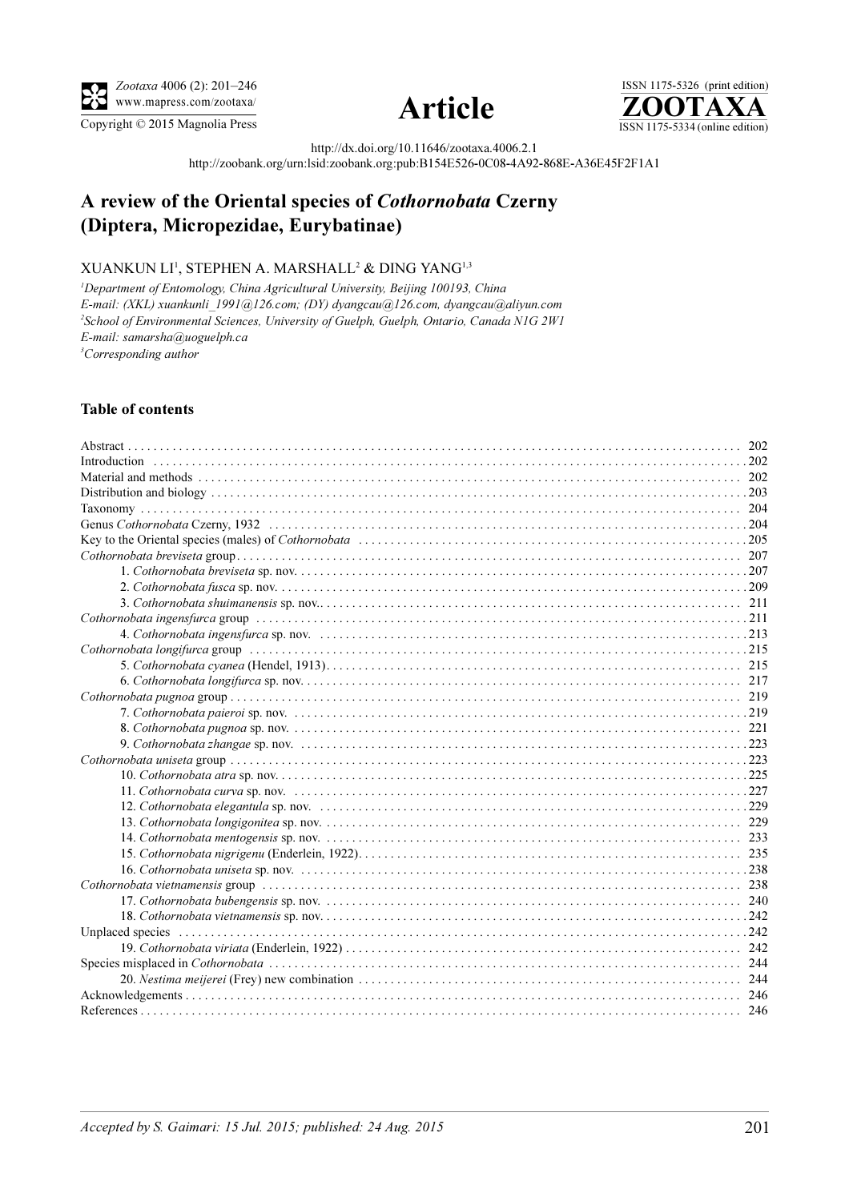http://dx.doi.org/10.11646/zootaxa.4006.2.1

http://zoobank.org/urn:lsid:zoobank.org:pub:B154E526-0C08-4A92-868E-A36E45F2F1A1

# A review of the Oriental species of *Cothornobata* Czerny (Diptera, Micropezidae, Eurybatinae)

XUANKUN LI[1], STEPHEN A. MARSHALL[2] & DING YANG[1,3]

[1]Department of Entomology, China Agricultural University, Beijing 100193, China
E-mail: (XKL) xuankunli_1991@126.com; (DY) dyangcau@126.com, dyangcau@aliyun.com

[2]School of Environmental Sciences, University of Guelph, Guelph, Ontario, Canada N1G 2W1
E-mail: samarsha@uoguelph.ca

[3]Corresponding author

## Table of contents

Abstract . . . 202
Introduction . . . 202
Material and methods . . . 202
Distribution and biology . . . 203
Taxonomy . . . 204
Genus *Cothornobata* Czerny, 1932 . . . 204
Key to the Oriental species (males) of *Cothornobata* . . . 205
*Cothornobata breviseta* group . . . 207
- 1. *Cothornobata breviseta* sp. nov. . . . 207
- 2. *Cothornobata fusca* sp. nov. . . . 209
- 3. *Cothornobata shuimanensis* sp. nov. . . . 211

*Cothornobata ingensfurca* group . . . 211
- 4. *Cothornobata ingensfurca* sp. nov. . . . 213

*Cothornobata longifurca* group . . . 215
- 5. *Cothornobata cyanea* (Hendel, 1913) . . . 215
- 6. *Cothornobata longifurca* sp. nov. . . . 217

*Cothornobata pugnoa* group . . . 219
- 7. *Cothornobata paieroi* sp. nov. . . . 219
- 8. *Cothornobata pugnoa* sp. nov. . . . 221
- 9. *Cothornobata zhangae* sp. nov. . . . 223

*Cothornobata uniseta* group . . . 223
- 10. *Cothornobata atra* sp. nov. . . . 225
- 11. *Cothornobata curva* sp. nov. . . . 227
- 12. *Cothornobata elegantula* sp. nov. . . . 229
- 13. *Cothornobata longigonitea* sp. nov. . . . 229
- 14. *Cothornobata mentogensis* sp. nov. . . . 233
- 15. *Cothornobata nigrigenu* (Enderlein, 1922) . . . 235
- 16. *Cothornobata uniseta* sp. nov. . . . 238

*Cothornobata vietnamensis* group . . . 238
- 17. *Cothornobata bubengensis* sp. nov. . . . 240
- 18. *Cothornobata vietnamensis* sp. nov. . . . 242

Unplaced species . . . 242
- 19. *Cothornobata viriata* (Enderlein, 1922) . . . 242

Species misplaced in *Cothornobata* . . . 244
- 20. *Nestima meijerei* (Frey) new combination . . . 244

Acknowledgements . . . 246
References . . . 246

*Accepted by S. Gaimari: 15 Jul. 2015; published: 24 Aug. 2015*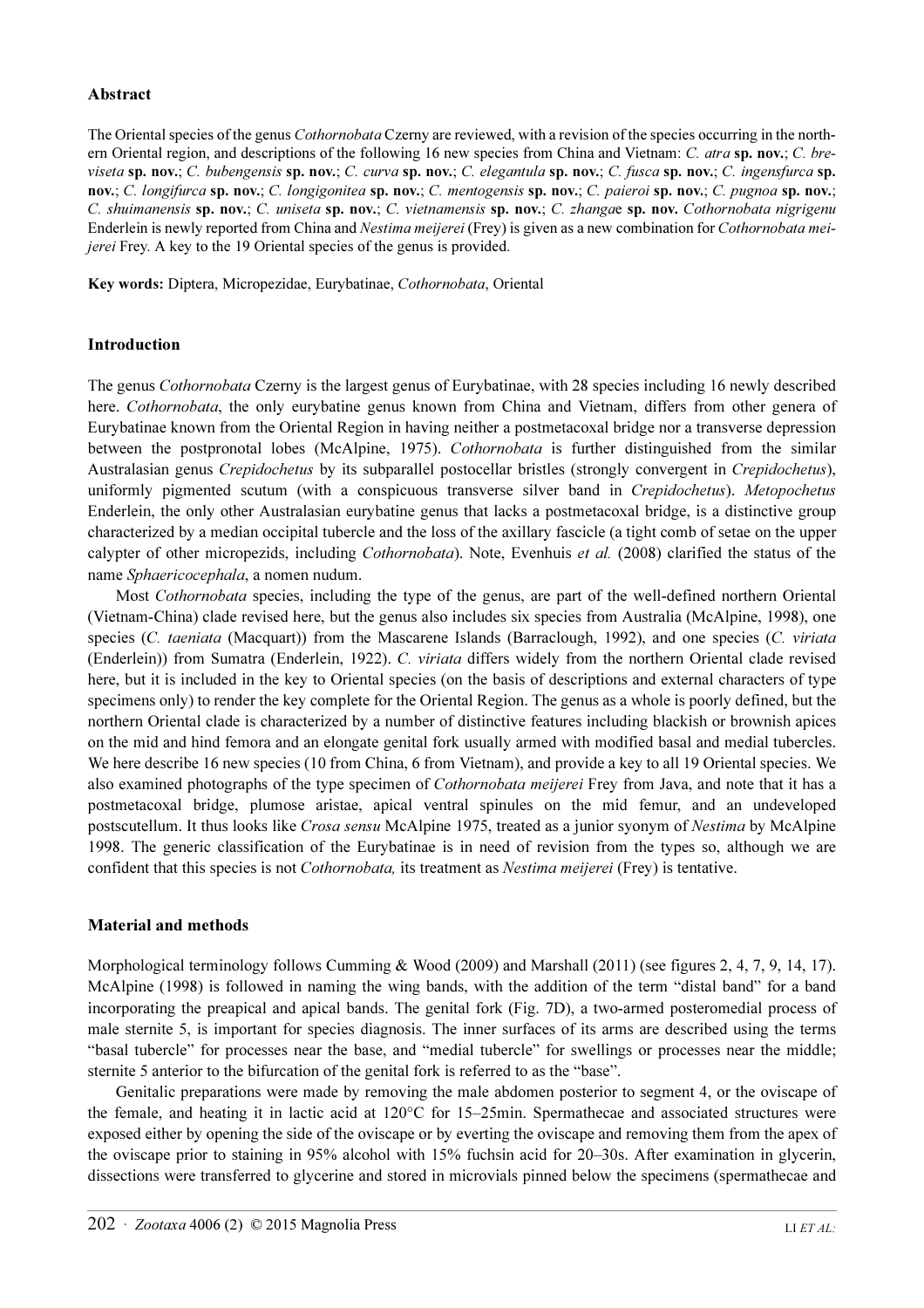### Abstract

The Oriental species of the genus *Cothornobata* Czerny are reviewed, with a revision of the species occurring in the northern Oriental region, and descriptions of the following 16 new species from China and Vietnam: *C. atra* **sp. nov.**; *C. breviseta* **sp. nov.**; *C. bubengensis* **sp. nov.**; *C. curva* **sp. nov.**; *C. elegantula* **sp. nov.**; *C. fusca* **sp. nov.**; *C. ingensfurca* **sp. nov.**; *C. longifurca* **sp. nov.**; *C. longigonitea* **sp. nov.**; *C. mentogensis* **sp. nov.**; *C. paieroi* **sp. nov.**; *C. pugnoa* **sp. nov.**; *C. shuimanensis* **sp. nov.**; *C. uniseta* **sp. nov.**; *C. vietnamensis* **sp. nov.**; *C. zhangae* **sp. nov.** *Cothornobata nigrigenu* Enderlein is newly reported from China and *Nestima meijerei* (Frey) is given as a new combination for *Cothornobata meijerei* Frey. A key to the 19 Oriental species of the genus is provided.

**Key words:** Diptera, Micropezidae, Eurybatinae, *Cothornobata*, Oriental

### Introduction

The genus *Cothornobata* Czerny is the largest genus of Eurybatinae, with 28 species including 16 newly described here. *Cothornobata*, the only eurybatine genus known from China and Vietnam, differs from other genera of Eurybatinae known from the Oriental Region in having neither a postmetacoxal bridge nor a transverse depression between the postpronotal lobes (McAlpine, 1975). *Cothornobata* is further distinguished from the similar Australasian genus *Crepidochetus* by its subparallel postocellar bristles (strongly convergent in *Crepidochetus*), uniformly pigmented scutum (with a conspicuous transverse silver band in *Crepidochetus*). *Metopochetus* Enderlein, the only other Australasian eurybatine genus that lacks a postmetacoxal bridge, is a distinctive group characterized by a median occipital tubercle and the loss of the axillary fascicle (a tight comb of setae on the upper calypter of other micropezids, including *Cothornobata*). Note, Evenhuis *et al.* (2008) clarified the status of the name *Sphaericocephala*, a nomen nudum.

Most *Cothornobata* species, including the type of the genus, are part of the well-defined northern Oriental (Vietnam-China) clade revised here, but the genus also includes six species from Australia (McAlpine, 1998), one species (*C. taeniata* (Macquart)) from the Mascarene Islands (Barraclough, 1992), and one species (*C. viriata* (Enderlein)) from Sumatra (Enderlein, 1922). *C. viriata* differs widely from the northern Oriental clade revised here, but it is included in the key to Oriental species (on the basis of descriptions and external characters of type specimens only) to render the key complete for the Oriental Region. The genus as a whole is poorly defined, but the northern Oriental clade is characterized by a number of distinctive features including blackish or brownish apices on the mid and hind femora and an elongate genital fork usually armed with modified basal and medial tubercles. We here describe 16 new species (10 from China, 6 from Vietnam), and provide a key to all 19 Oriental species. We also examined photographs of the type specimen of *Cothornobata meijerei* Frey from Java, and note that it has a postmetacoxal bridge, plumose aristae, apical ventral spinules on the mid femur, and an undeveloped postscutellum. It thus looks like *Crosa sensu* McAlpine 1975, treated as a junior synonym of *Nestima* by McAlpine 1998. The generic classification of the Eurybatinae is in need of revision from the types so, although we are confident that this species is not *Cothornobata,* its treatment as *Nestima meijerei* (Frey) is tentative.

### Material and methods

Morphological terminology follows Cumming & Wood (2009) and Marshall (2011) (see figures 2, 4, 7, 9, 14, 17). McAlpine (1998) is followed in naming the wing bands, with the addition of the term "distal band" for a band incorporating the preapical and apical bands. The genital fork (Fig. 7D), a two-armed posteromedial process of male sternite 5, is important for species diagnosis. The inner surfaces of its arms are described using the terms "basal tubercle" for processes near the base, and "medial tubercle" for swellings or processes near the middle; sternite 5 anterior to the bifurcation of the genital fork is referred to as the "base".

Genitalic preparations were made by removing the male abdomen posterior to segment 4, or the oviscape of the female, and heating it in lactic acid at 120°C for 15–25min. Spermathecae and associated structures were exposed either by opening the side of the oviscape or by everting the oviscape and removing them from the apex of the oviscape prior to staining in 95% alcohol with 15% fuchsin acid for 20–30s. After examination in glycerin, dissections were transferred to glycerine and stored in microvials pinned below the specimens (spermathecae and